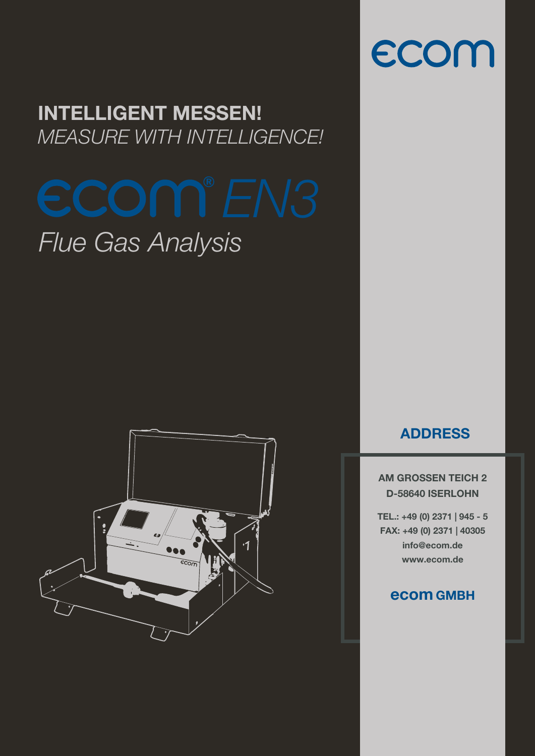ecom

# INTELLIGENT MESSEN!

*MEASURE WITH INTELLIGENCE!*

# ecom® *EN3*

*Flue Gas Analysis*

## ADDRESS

**AM GROSSEN TEICH 2**
**D-58640 ISERLOHN**

**TEL.: +49 (0) 2371 | 945 - 5**
**FAX: +49 (0) 2371 | 40305**
**info@ecom.de**
**www.ecom.de**

**ecom GMBH**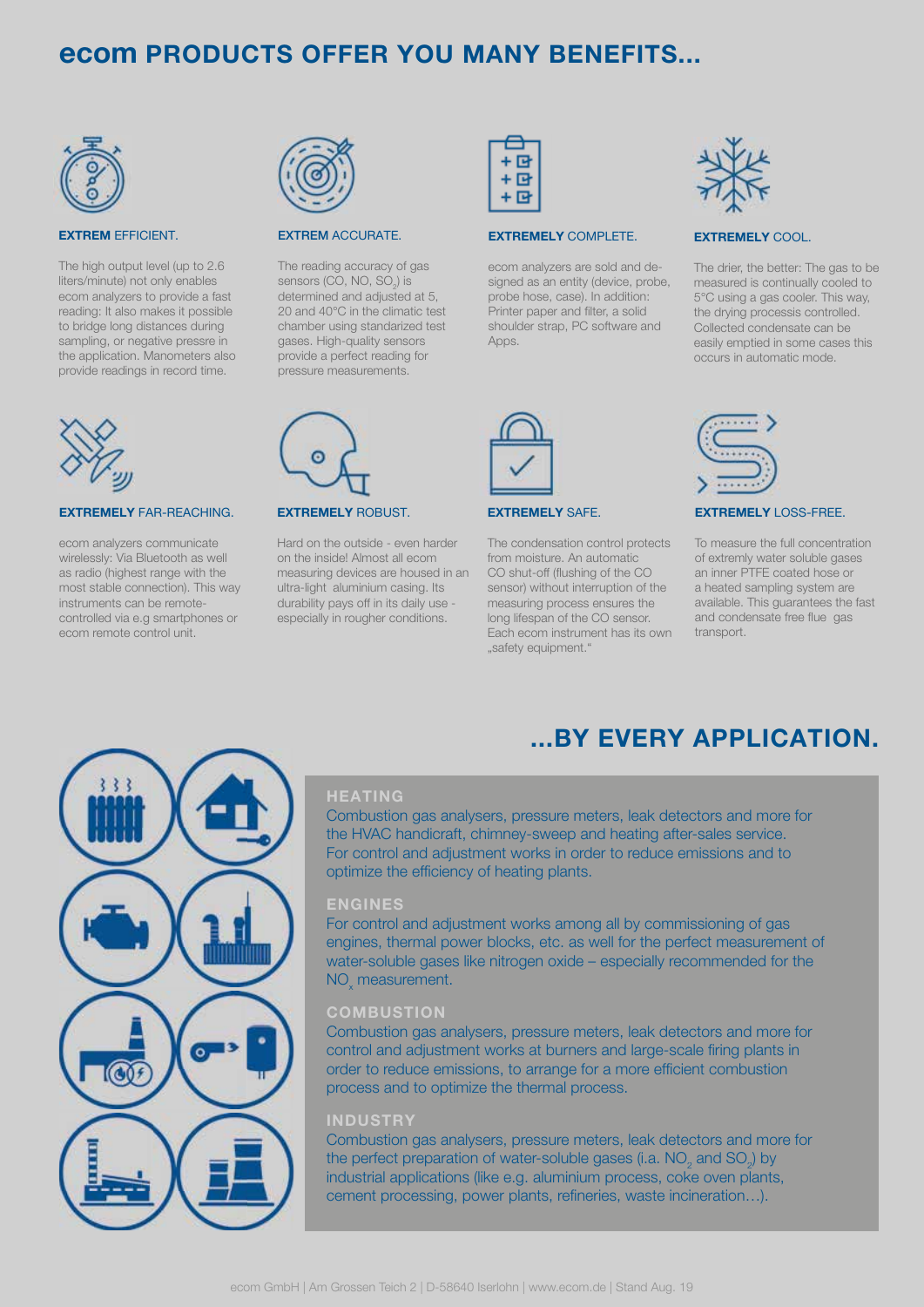# ecom PRODUCTS OFFER YOU MANY BENEFITS...

**EXTREM** EFFICIENT.

The high output level (up to 2.6 liters/minute) not only enables ecom analyzers to provide a fast reading: It also makes it possible to bridge long distances during sampling, or negative pressre in the application. Manometers also provide readings in record time.

**EXTREM** ACCURATE.

The reading accuracy of gas sensors (CO, NO, $SO_2$) is determined and adjusted at 5, 20 and 40°C in the climatic test chamber using standarized test gases. High-quality sensors provide a perfect reading for pressure measurements.

**EXTREMELY** COMPLETE.

ecom analyzers are sold and designed as an entity (device, probe, probe hose, case). In addition: Printer paper and filter, a solid shoulder strap, PC software and Apps.

**EXTREMELY** COOL.

The drier, the better: The gas to be measured is continually cooled to 5°C using a gas cooler. This way, the drying processis controlled. Collected condensate can be easily emptied in some cases this occurs in automatic mode.

**EXTREMELY** FAR-REACHING.

ecom analyzers communicate wirelessly: Via Bluetooth as well as radio (highest range with the most stable connection). This way instruments can be remote-controlled via e.g smartphones or ecom remote control unit.

**EXTREMELY** ROBUST.

Hard on the outside - even harder on the inside! Almost all ecom measuring devices are housed in an ultra-light aluminium casing. Its durability pays off in its daily use - especially in rougher conditions.

**EXTREMELY** SAFE.

The condensation control protects from moisture. An automatic CO shut-off (flushing of the CO sensor) without interruption of the measuring process ensures the long lifespan of the CO sensor. Each ecom instrument has its own „safety equipment."

**EXTREMELY** LOSS-FREE.

To measure the full concentration of extremly water soluble gases an inner PTFE coated hose or a heated sampling system are available. This guarantees the fast and condensate free flue gas transport.

# ...BY EVERY APPLICATION.

## HEATING

Combustion gas analysers, pressure meters, leak detectors and more for the HVAC handicraft, chimney-sweep and heating after-sales service. For control and adjustment works in order to reduce emissions and to optimize the efficiency of heating plants.

## ENGINES

For control and adjustment works among all by commissioning of gas engines, thermal power blocks, etc. as well for the perfect measurement of water-soluble gases like nitrogen oxide – especially recommended for the $NO_x$ measurement.

## COMBUSTION

Combustion gas analysers, pressure meters, leak detectors and more for control and adjustment works at burners and large-scale firing plants in order to reduce emissions, to arrange for a more efficient combustion process and to optimize the thermal process.

## INDUSTRY

Combustion gas analysers, pressure meters, leak detectors and more for the perfect preparation of water-soluble gases (i.a. $NO_2$ and $SO_2$) by industrial applications (like e.g. aluminium process, coke oven plants, cement processing, power plants, refineries, waste incineration…).

ecom GmbH | Am Grossen Teich 2 | D-58640 Iserlohn | www.ecom.de | Stand Aug. 19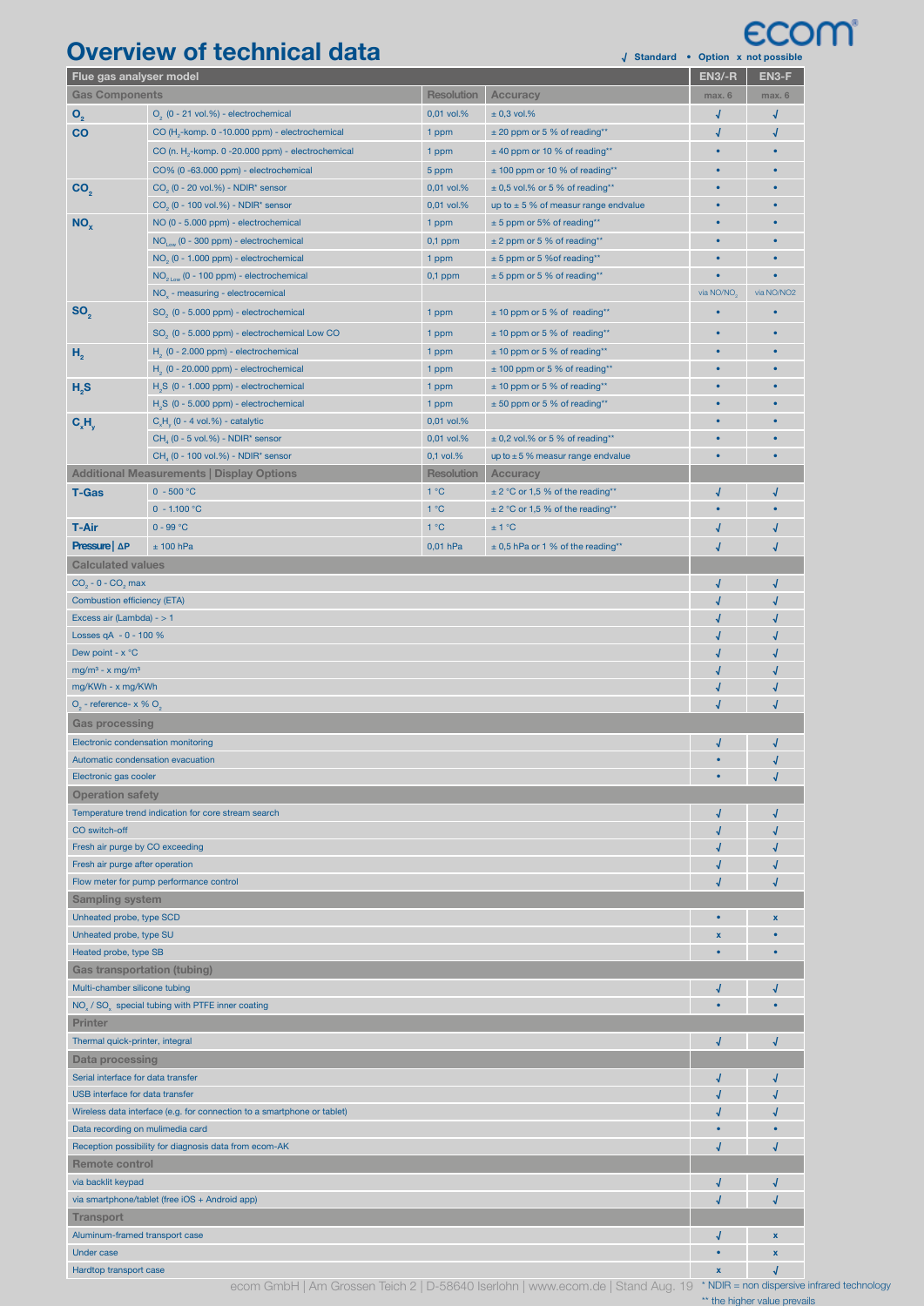# Overview of technical data

√ Standard • Option x not possible

| Flue gas analyser model | | | | EN3/-R | EN3-F |
|---|---|---|---|---|---|
| **Gas Components** | | **Resolution** | **Accuracy** | max. 6 | max. 6 |
| **$O_2$** | $O_2$ (0 - 21 vol.%) - electrochemical | 0,01 vol.% | ± 0,3 vol.% | √ | √ |
| **CO** | CO ($H_2$-komp. 0 -10.000 ppm) - electrochemical | 1 ppm | ± 20 ppm or 5 % of reading** | √ | √ |
| | CO (n. $H_2$-komp. 0 -20.000 ppm) - electrochemical | 1 ppm | ± 40 ppm or 10 % of reading** | • | • |
| | CO% (0 -63.000 ppm) - electrochemical | 5 ppm | ± 100 ppm or 10 % of reading** | • | • |
| **$CO_2$** | $CO_2$ (0 - 20 vol.%) - NDIR* sensor | 0,01 vol.% | ± 0,5 vol.% or 5 % of reading** | • | • |
| | $CO_2$ (0 - 100 vol.%) - NDIR* sensor | 0,01 vol.% | up to ± 5 % of measur range endvalue | • | • |
| **$NO_x$** | NO (0 - 5.000 ppm) - electrochemical | 1 ppm | ± 5 ppm or 5% of reading** | • | • |
| | $NO_{Low}$ (0 - 300 ppm) - electrochemical | 0,1 ppm | ± 2 ppm or 5 % of reading** | • | • |
| | $NO_2$ (0 - 1.000 ppm) - electrochemical | 1 ppm | ± 5 ppm or 5 %of reading** | • | • |
| | $NO_{2\ Low}$ (0 - 100 ppm) - electrochemical | 0,1 ppm | ± 5 ppm or 5 % of reading** | • | • |
| | $NO_x$ - measuring - electrocemical | | | via NO/$NO_2$ | via NO/NO2 |
| **$SO_2$** | $SO_2$ (0 - 5.000 ppm) - electrochemical | 1 ppm | ± 10 ppm or 5 % of reading** | • | • |
| | $SO_2$ (0 - 5.000 ppm) - electrochemical Low CO | 1 ppm | ± 10 ppm or 5 % of reading** | • | • |
| **$H_2$** | $H_2$ (0 - 2.000 ppm) - electrochemical | 1 ppm | ± 10 ppm or 5 % of reading** | • | • |
| | $H_2$ (0 - 20.000 ppm) - electrochemical | 1 ppm | ± 100 ppm or 5 % of reading** | • | • |
| **$H_2S$** | $H_2S$ (0 - 1.000 ppm) - electrochemical | 1 ppm | ± 10 ppm or 5 % of reading** | • | • |
| | $H_2S$ (0 - 5.000 ppm) - electrochemical | 1 ppm | ± 50 ppm or 5 % of reading** | • | • |
| **$C_xH_y$** | $C_xH_y$ (0 - 4 vol.%) - catalytic | 0,01 vol.% | | • | • |
| | $CH_4$ (0 - 5 vol.%) - NDIR* sensor | 0,01 vol.% | ± 0,2 vol.% or 5 % of reading** | • | • |
| | $CH_4$ (0 - 100 vol.%) - NDIR* sensor | 0,1 vol.% | up to ± 5 % measur range endvalue | • | • |
| **Additional Measurements \| Display Options** | | **Resolution** | **Accuracy** | | |
| **T-Gas** | 0 - 500 °C | 1 °C | ± 2 °C or 1,5 % of the reading** | √ | √ |
| | 0 - 1.100 °C | 1 °C | ± 2 °C or 1,5 % of the reading** | • | • |
| **T-Air** | 0 - 99 °C | 1 °C | ± 1 °C | √ | √ |
| **Pressure \| ΔP** | ± 100 hPa | 0,01 hPa | ± 0,5 hPa or 1 % of the reading** | √ | √ |
| **Calculated values** | | | | | |
| $CO_2$ - 0 - $CO_2$ max | | | | √ | √ |
| Combustion efficiency (ETA) | | | | √ | √ |
| Excess air (Lambda) - > 1 | | | | √ | √ |
| Losses qA - 0 - 100 % | | | | √ | √ |
| Dew point - x °C | | | | √ | √ |
| mg/m³ - x mg/m³ | | | | √ | √ |
| mg/KWh - x mg/KWh | | | | √ | √ |
| $O_2$ - reference- x % $O_2$ | | | | √ | √ |
| **Gas processing** | | | | | |
| Electronic condensation monitoring | | | | √ | √ |
| Automatic condensation evacuation | | | | • | √ |
| Electronic gas cooler | | | | • | √ |
| **Operation safety** | | | | | |
| Temperature trend indication for core stream search | | | | √ | √ |
| CO switch-off | | | | √ | √ |
| Fresh air purge by CO exceeding | | | | √ | √ |
| Fresh air purge after operation | | | | √ | √ |
| Flow meter for pump performance control | | | | √ | √ |
| **Sampling system** | | | | | |
| Unheated probe, type SCD | | | | • | x |
| Unheated probe, type SU | | | | x | • |
| Heated probe, type SB | | | | • | • |
| **Gas transportation (tubing)** | | | | | |
| Multi-chamber silicone tubing | | | | √ | √ |
| $NO_x$ / $SO_x$ special tubing with PTFE inner coating | | | | • | • |
| **Printer** | | | | | |
| Thermal quick-printer, integral | | | | √ | √ |
| **Data processing** | | | | | |
| Serial interface for data transfer | | | | √ | √ |
| USB interface for data transfer | | | | √ | √ |
| Wireless data interface (e.g. for connection to a smartphone or tablet) | | | | √ | √ |
| Data recording on mulimedia card | | | | • | • |
| Reception possibility for diagnosis data from ecom-AK | | | | √ | √ |
| **Remote control** | | | | | |
| via backlit keypad | | | | √ | √ |
| via smartphone/tablet (free iOS + Android app) | | | | √ | √ |
| **Transport** | | | | | |
| Aluminum-framed transport case | | | | √ | x |
| Under case | | | | • | x |
| Hardtop transport case | | | | x | √ |

ecom GmbH | Am Grossen Teich 2 | D-58640 Iserlohn | www.ecom.de | Stand Aug. 19

\* NDIR = non dispersive infrared technology

\** the higher value prevails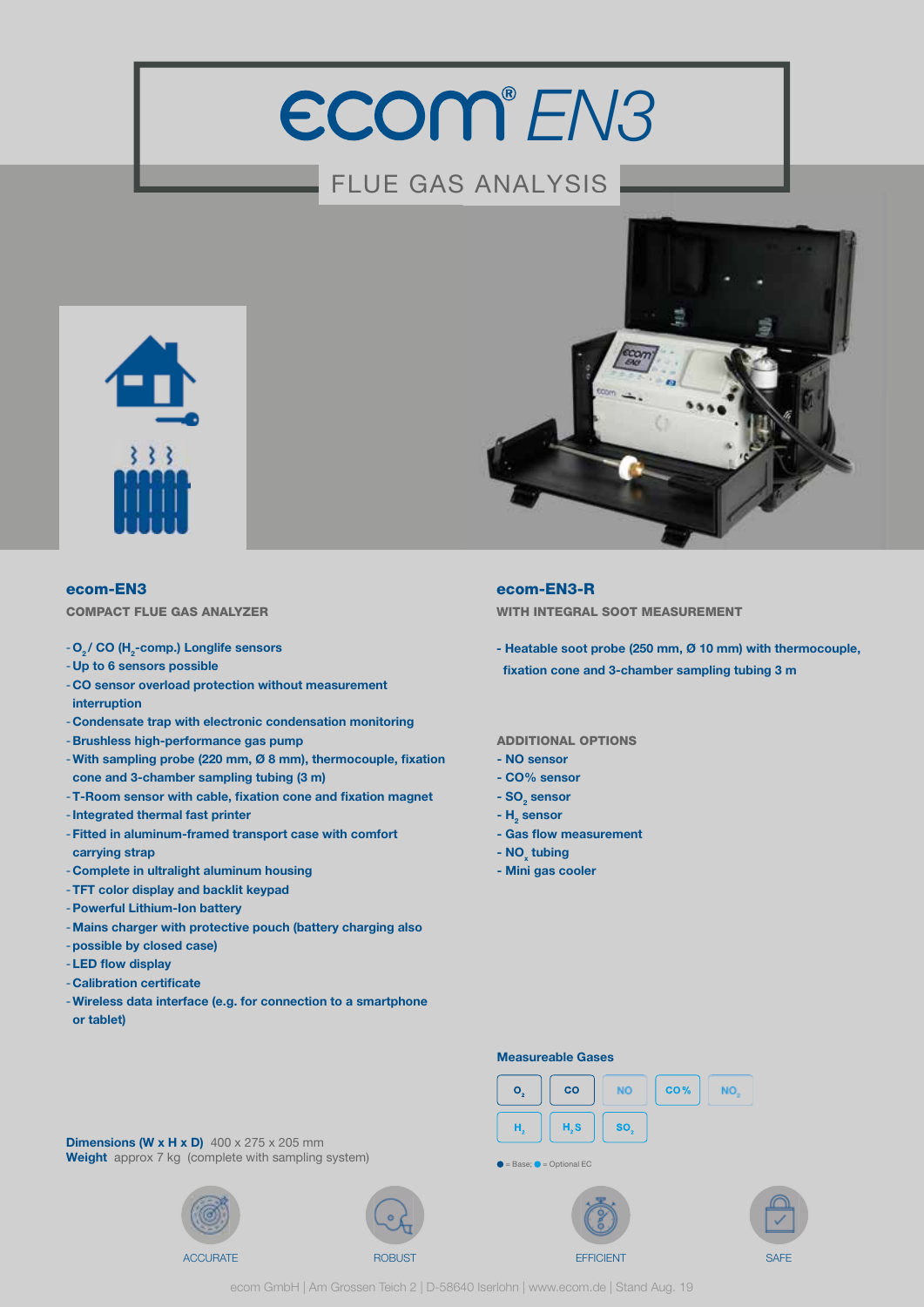# ecom® EN3

## FLUE GAS ANALYSIS

### ecom-EN3

**COMPACT FLUE GAS ANALYZER**

- $O_2$ / CO ($H_2$-comp.) Longlife sensors
- Up to 6 sensors possible
- CO sensor overload protection without measurement interruption
- Condensate trap with electronic condensation monitoring
- Brushless high-performance gas pump
- With sampling probe (220 mm, Ø 8 mm), thermocouple, fixation cone and 3-chamber sampling tubing (3 m)
- T-Room sensor with cable, fixation cone and fixation magnet
- Integrated thermal fast printer
- Fitted in aluminum-framed transport case with comfort carrying strap
- Complete in ultralight aluminum housing
- TFT color display and backlit keypad
- Powerful Lithium-Ion battery
- Mains charger with protective pouch (battery charging also
- possible by closed case)
- LED flow display
- Calibration certificate
- Wireless data interface (e.g. for connection to a smartphone or tablet)

**Dimensions (W x H x D)** 400 x 275 x 205 mm
**Weight** approx 7 kg (complete with sampling system)

### ecom-EN3-R

**WITH INTEGRAL SOOT MEASUREMENT**

- Heatable soot probe (250 mm, Ø 10 mm) with thermocouple, fixation cone and 3-chamber sampling tubing 3 m

**ADDITIONAL OPTIONS**

- NO sensor
- CO% sensor
- $SO_2$ sensor
- $H_2$ sensor
- Gas flow measurement
- $NO_x$ tubing
- Mini gas cooler

**Measureable Gases**

| $O_2$ | CO | NO | CO% | $NO_2$ |
|---|---|---|---|---|
| $H_2$ | $H_2S$ | $SO_2$ | | |

● = Base; ● = Optional EC

ACCURATE ROBUST EFFICIENT SAFE

ecom GmbH | Am Grossen Teich 2 | D-58640 Iserlohn | www.ecom.de | Stand Aug. 19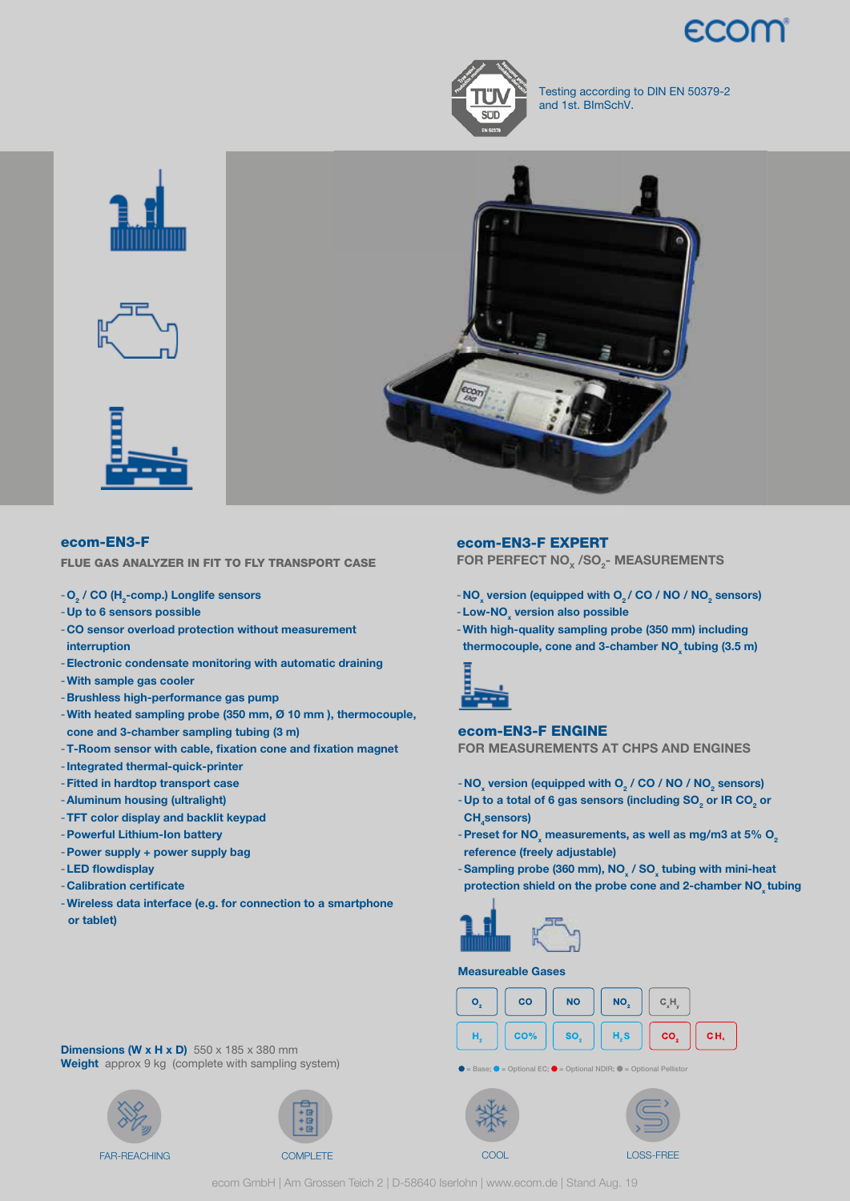Testing according to DIN EN 50379-2 and 1st. BImSchV.

## ecom-EN3-F

**FLUE GAS ANALYZER IN FIT TO FLY TRANSPORT CASE**

- $O_2$ / CO ($H_2$-comp.) Longlife sensors
- Up to 6 sensors possible
- CO sensor overload protection without measurement interruption
- Electronic condensate monitoring with automatic draining
- With sample gas cooler
- Brushless high-performance gas pump
- With heated sampling probe (350 mm, Ø 10 mm ), thermocouple, cone and 3-chamber sampling tubing (3 m)
- T-Room sensor with cable, fixation cone and fixation magnet
- Integrated thermal-quick-printer
- Fitted in hardtop transport case
- Aluminum housing (ultralight)
- TFT color display and backlit keypad
- Powerful Lithium-Ion battery
- Power supply + power supply bag
- LED flowdisplay
- Calibration certificate
- Wireless data interface (e.g. for connection to a smartphone or tablet)

**Dimensions (W x H x D)** 550 x 185 x 380 mm
**Weight** approx 9 kg (complete with sampling system)

## ecom-EN3-F EXPERT

**FOR PERFECT $NO_x$ /$SO_2$- MEASUREMENTS**

- $NO_x$ version (equipped with $O_2$ / CO / NO / $NO_2$ sensors)
- Low-$NO_x$ version also possible
- With high-quality sampling probe (350 mm) including thermocouple, cone and 3-chamber $NO_x$ tubing (3.5 m)

## ecom-EN3-F ENGINE

**FOR MEASUREMENTS AT CHPS AND ENGINES**

- $NO_x$ version (equipped with $O_2$ / CO / NO / $NO_2$ sensors)
- Up to a total of 6 gas sensors (including $SO_2$ or IR $CO_2$ or $CH_4$sensors)
- Preset for $NO_x$ measurements, as well as mg/m3 at 5% $O_2$ reference (freely adjustable)
- Sampling probe (360 mm), $NO_x$ / $SO_x$ tubing with mini-heat protection shield on the probe cone and 2-chamber $NO_x$ tubing

**Measureable Gases**

| $O_2$ | CO | NO | $NO_2$ | $C_xH_y$ |
|---|---|---|---|---|
| $H_2$ | CO% | $SO_2$ | $H_2S$ | $CO_2$ | $CH_4$ |

● = Base; ● = Optional EC; ● = Optional NDIR; ● = Optional Pellistor

FAR-REACHING | COMPLETE | COOL | LOSS-FREE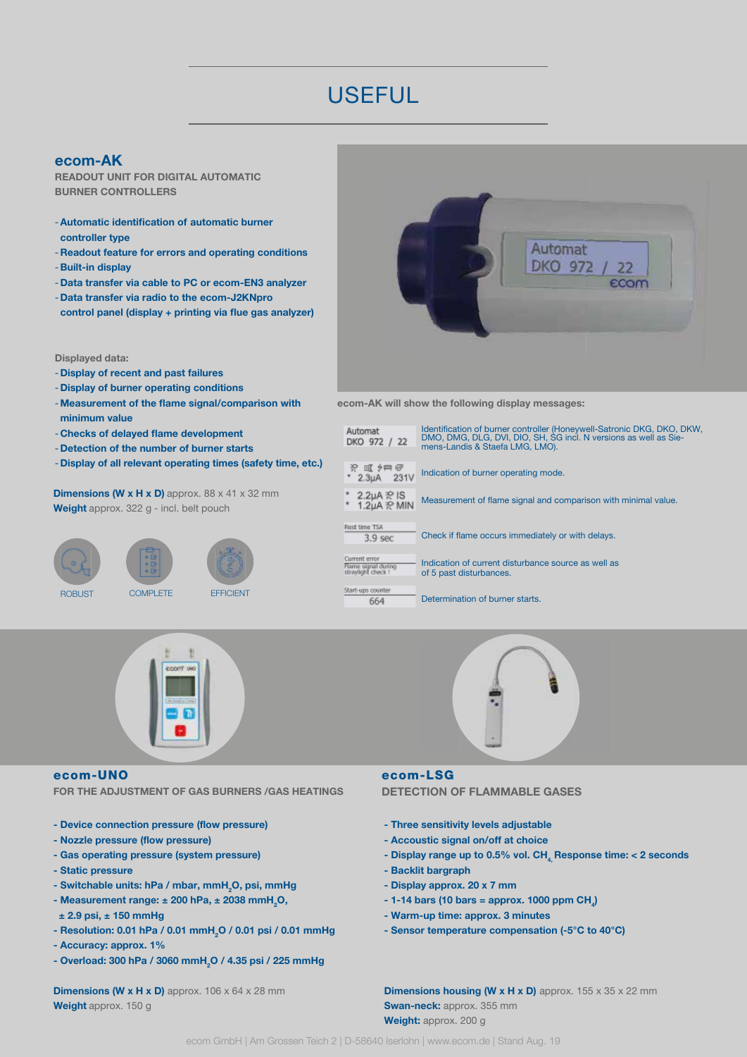# USEFUL

## ecom-AK

**READOUT UNIT FOR DIGITAL AUTOMATIC BURNER CONTROLLERS**

- **Automatic identification of automatic burner controller type**
- **Readout feature for errors and operating conditions**
- **Built-in display**
- **Data transfer via cable to PC or ecom-EN3 analyzer**
- **Data transfer via radio to the ecom-J2KNpro control panel (display + printing via flue gas analyzer)**

**Displayed data:**

- **Display of recent and past failures**
- **Display of burner operating conditions**
- **Measurement of the flame signal/comparison with minimum value**
- **Checks of delayed flame development**
- **Detection of the number of burner starts**
- **Display of all relevant operating times (safety time, etc.)**

**Dimensions (W x H x D)** approx. 88 x 41 x 32 mm
**Weight** approx. 322 g - incl. belt pouch

ROBUST COMPLETE EFFICIENT

**ecom-AK will show the following display messages:**

| Display | Description |
|---|---|
| Automat DKO 972 / 22 | Identification of burner controller (Honeywell-Satronic DKG, DKO, DKW, DMO, DMG, DLG, DVI, DIO, SH, SG incl. N versions as well as Siemens-Landis & Staefa LMG, LMO). |
| * 2.3µA 231V | Indication of burner operating mode. |
| * 2.2µA IS * 1.2µA MIN | Measurement of flame signal and comparison with minimal value. |
| Rest time TSA 3.9 sec | Check if flame occurs immediately or with delays. |
| Current error Flame signal during straylight check ! | Indication of current disturbance source as well as of 5 past disturbances. |
| Start-ups counter 664 | Determination of burner starts. |

## ecom-UNO

**FOR THE ADJUSTMENT OF GAS BURNERS /GAS HEATINGS**

- **Device connection pressure (flow pressure)**
- **Nozzle pressure (flow pressure)**
- **Gas operating pressure (system pressure)**
- **Static pressure**
- **Switchable units: hPa / mbar, mm$H_2O$, psi, mmHg**
- **Measurement range: ± 200 hPa, ± 2038 mm$H_2O$, ± 2.9 psi, ± 150 mmHg**
- **Resolution: 0.01 hPa / 0.01 mm$H_2O$ / 0.01 psi / 0.01 mmHg**
- **Accuracy: approx. 1%**
- **Overload: 300 hPa / 3060 mm$H_2O$ / 4.35 psi / 225 mmHg**

**Dimensions (W x H x D)** approx. 106 x 64 x 28 mm
**Weight** approx. 150 g

## ecom-LSG

**DETECTION OF FLAMMABLE GASES**

- **Three sensitivity levels adjustable**
- **Accoustic signal on/off at choice**
- **Display range up to 0.5% vol. $CH_4$, Response time: < 2 seconds**
- **Backlit bargraph**
- **Display approx. 20 x 7 mm**
- **1-14 bars (10 bars = approx. 1000 ppm $CH_4$)**
- **Warm-up time: approx. 3 minutes**
- **Sensor temperature compensation (-5°C to 40°C)**

**Dimensions housing (W x H x D)** approx. 155 x 35 x 22 mm
**Swan-neck:** approx. 355 mm
**Weight:** approx. 200 g

ecom GmbH | Am Grossen Teich 2 | D-58640 Iserlohn | www.ecom.de | Stand Aug. 19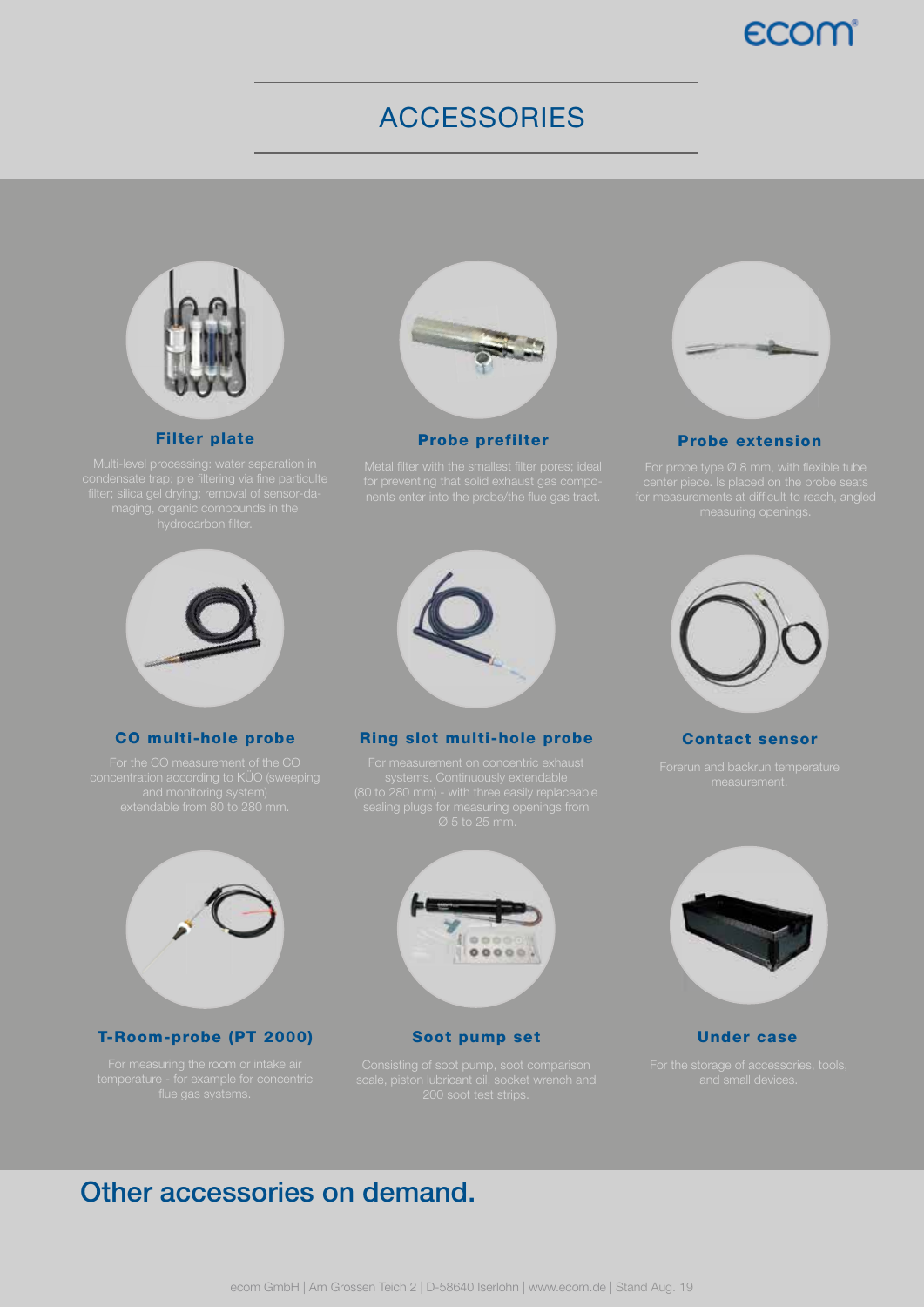# ACCESSORIES

### Filter plate

Multi-level processing: water separation in condensate trap; pre filtering via fine particulte filter; silica gel drying; removal of sensor-damaging, organic compounds in the hydrocarbon filter.

### Probe prefilter

Metal filter with the smallest filter pores; ideal for preventing that solid exhaust gas components enter into the probe/the flue gas tract.

### Probe extension

For probe type Ø 8 mm, with flexible tube center piece. Is placed on the probe seats for measurements at difficult to reach, angled measuring openings.

### CO multi-hole probe

For the CO measurement of the CO concentration according to KÜO (sweeping and monitoring system) extendable from 80 to 280 mm.

### Ring slot multi-hole probe

For measurement on concentric exhaust systems. Continuously extendable (80 to 280 mm) - with three easily replaceable sealing plugs for measuring openings from Ø 5 to 25 mm.

### Contact sensor

Forerun and backrun temperature measurement.

### T-Room-probe (PT 2000)

For measuring the room or intake air temperature - for example for concentric flue gas systems.

### Soot pump set

Consisting of soot pump, soot comparison scale, piston lubricant oil, socket wrench and 200 soot test strips.

### Under case

For the storage of accessories, tools, and small devices.

## Other accessories on demand.

ecom GmbH | Am Grossen Teich 2 | D-58640 Iserlohn | www.ecom.de | Stand Aug. 19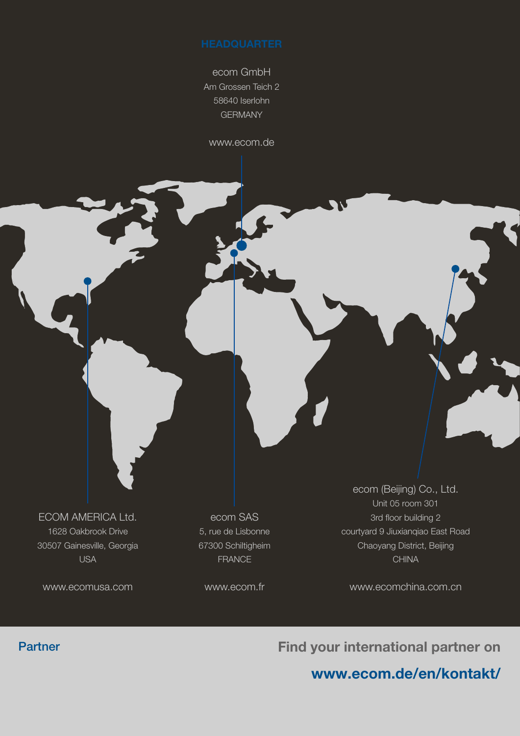## HEADQUARTER

ecom GmbH
Am Grossen Teich 2
58640 Iserlohn
GERMANY

www.ecom.de

ECOM AMERICA Ltd.
1628 Oakbrook Drive
30507 Gainesville, Georgia
USA

www.ecomusa.com

ecom SAS
5, rue de Lisbonne
67300 Schiltigheim
FRANCE

www.ecom.fr

ecom (Beijing) Co., Ltd.
Unit 05 room 301
3rd floor building 2
courtyard 9 Jiuxianqiao East Road
Chaoyang District, Beijing
CHINA

www.ecomchina.com.cn

**Partner**

**Find your international partner on**

**www.ecom.de/en/kontakt/**